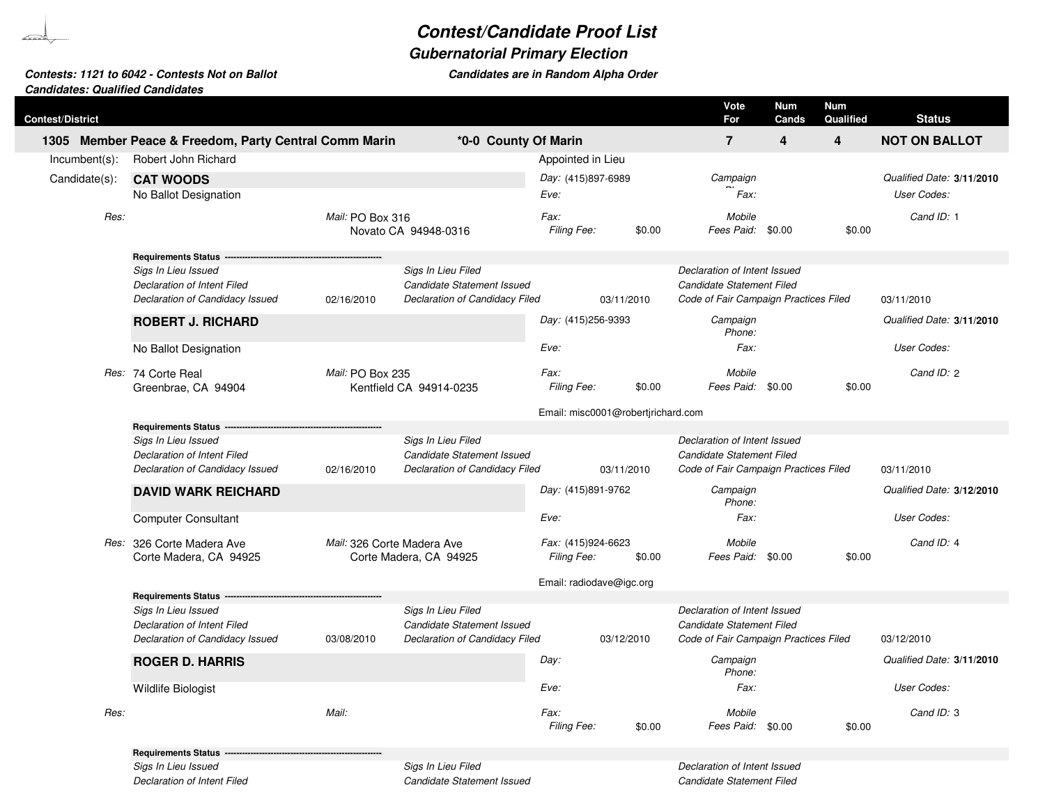# Contest/Candidate Proof List

## Gubernatorial Primary Election

**Contests: 1121 to 6042 - Contests Not on Ballot**
**Candidates: Qualified Candidates**

*Candidates are in Random Alpha Order*

| Contest/District | | Vote For | Num Cands | Num Qualified | Status |
|---|---|---|---|---|---|
| **1305 Member Peace & Freedom, Party Central Comm Marin** | ***0-0 County Of Marin** | **7** | **4** | **4** | **NOT ON BALLOT** |

Incumbent(s): Robert John Richard — Appointed in Lieu

---

Candidate(s):

### CAT WOODS

No Ballot Designation

*Day:* (415)897-6989 | *Eve:* | *Campaign Phone:* | *Fax:* | *Qualified Date:* **3/11/2010** | *User Codes:*

*Res:*
*Mail:* PO Box 316, Novato CA 94948-0316

*Fax:* | *Mobile* | *Cand ID:* 1
*Filing Fee:* $0.00 | *Fees Paid:* $0.00 | $0.00

**Requirements Status**

| | | | | | |
|---|---|---|---|---|---|
| *Sigs In Lieu Issued* | | *Sigs In Lieu Filed* | | *Declaration of Intent Issued* | |
| *Declaration of Intent Filed* | | *Candidate Statement Issued* | | *Candidate Statement Filed* | |
| *Declaration of Candidacy Issued* | 02/16/2010 | *Declaration of Candidacy Filed* | 03/11/2010 | *Code of Fair Campaign Practices Filed* | 03/11/2010 |

### ROBERT J. RICHARD

No Ballot Designation

*Day:* (415)256-9393 | *Eve:* | *Campaign Phone:* | *Fax:* | *Qualified Date:* **3/11/2010** | *User Codes:*

*Res:* 74 Corte Real, Greenbrae, CA 94904
*Mail:* PO Box 235, Kentfield CA 94914-0235

*Fax:* | *Mobile* | *Cand ID:* 2
*Filing Fee:* $0.00 | *Fees Paid:* $0.00 | $0.00

Email: misc0001@robertjrichard.com

**Requirements Status**

| | | | | | |
|---|---|---|---|---|---|
| *Sigs In Lieu Issued* | | *Sigs In Lieu Filed* | | *Declaration of Intent Issued* | |
| *Declaration of Intent Filed* | | *Candidate Statement Issued* | | *Candidate Statement Filed* | |
| *Declaration of Candidacy Issued* | 02/16/2010 | *Declaration of Candidacy Filed* | 03/11/2010 | *Code of Fair Campaign Practices Filed* | 03/11/2010 |

### DAVID WARK REICHARD

Computer Consultant

*Day:* (415)891-9762 | *Eve:* | *Campaign Phone:* | *Fax:* | *Qualified Date:* **3/12/2010** | *User Codes:*

*Res:* 326 Corte Madera Ave, Corte Madera, CA 94925
*Mail:* 326 Corte Madera Ave, Corte Madera, CA 94925

*Fax:* (415)924-6623 | *Mobile* | *Cand ID:* 4
*Filing Fee:* $0.00 | *Fees Paid:* $0.00 | $0.00

Email: radiodave@igc.org

**Requirements Status**

| | | | | | |
|---|---|---|---|---|---|
| *Sigs In Lieu Issued* | | *Sigs In Lieu Filed* | | *Declaration of Intent Issued* | |
| *Declaration of Intent Filed* | | *Candidate Statement Issued* | | *Candidate Statement Filed* | |
| *Declaration of Candidacy Issued* | 03/08/2010 | *Declaration of Candidacy Filed* | 03/12/2010 | *Code of Fair Campaign Practices Filed* | 03/12/2010 |

### ROGER D. HARRIS

Wildlife Biologist

*Day:* | *Eve:* | *Campaign Phone:* | *Fax:* | *Qualified Date:* **3/11/2010** | *User Codes:*

*Res:*
*Mail:*

*Fax:* | *Mobile* | *Cand ID:* 3
*Filing Fee:* $0.00 | *Fees Paid:* $0.00 | $0.00

**Requirements Status**

| | | | | | |
|---|---|---|---|---|---|
| *Sigs In Lieu Issued* | | *Sigs In Lieu Filed* | | *Declaration of Intent Issued* | |
| *Declaration of Intent Filed* | | *Candidate Statement Issued* | | *Candidate Statement Filed* | |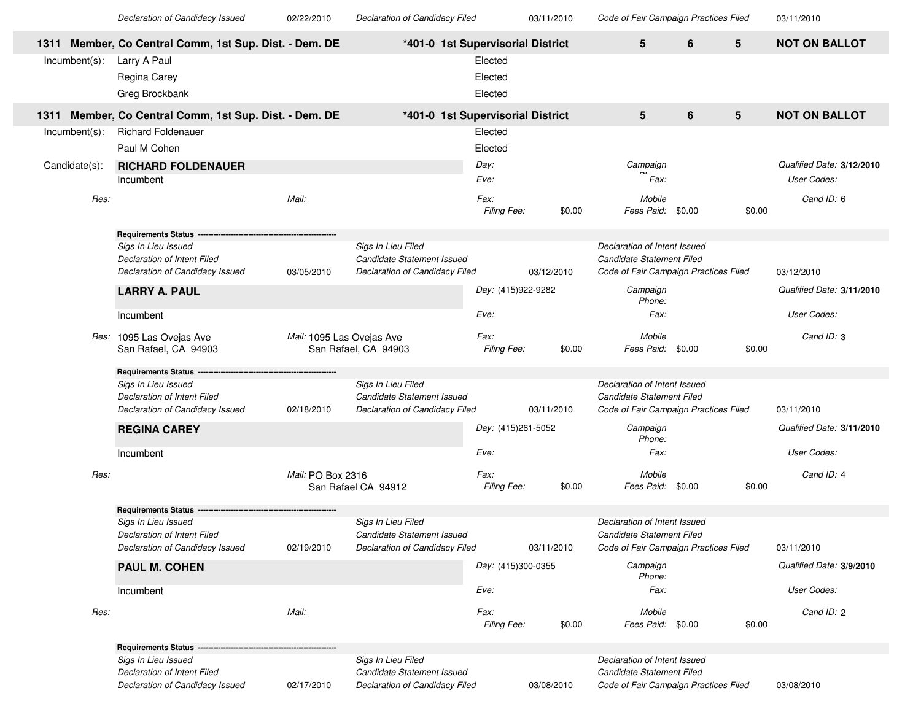| Declaration of Candidacy Issued | 02/22/2010 | Declaration of Candidacy Filed | 03/11/2010 | Code of Fair Campaign Practices Filed | 03/11/2010 |
|---|---|---|---|---|---|

## 1311 Member, Co Central Comm, 1st Sup. Dist. - Dem. DE — *401-0 1st Supervisorial District — 5 6 5 — NOT ON BALLOT

Incumbent(s):

- Larry A Paul — Elected
- Regina Carey — Elected
- Greg Brockbank — Elected

## 1311 Member, Co Central Comm, 1st Sup. Dist. - Dem. DE — *401-0 1st Supervisorial District — 5 6 5 — NOT ON BALLOT

Incumbent(s):

- Richard Foldenauer — Elected
- Paul M Cohen — Elected

Candidate(s):

### RICHARD FOLDENAUER

Incumbent

Day:
Eve:
Campaign Phone:
Fax:
Qualified Date: **3/12/2010**
User Codes:

Res:
Mail:
Fax:
Mobile
Cand ID: 6
Filing Fee: $0.00
Fees Paid: $0.00 $0.00

**Requirements Status**

| | | | | | |
|---|---|---|---|---|---|
| Sigs In Lieu Issued | | Sigs In Lieu Filed | | Declaration of Intent Issued | |
| Declaration of Intent Filed | | Candidate Statement Issued | | Candidate Statement Filed | |
| Declaration of Candidacy Issued | 03/05/2010 | Declaration of Candidacy Filed | 03/12/2010 | Code of Fair Campaign Practices Filed | 03/12/2010 |

### LARRY A. PAUL

Incumbent

Day: (415)922-9282
Eve:
Campaign Phone:
Fax:
Qualified Date: **3/11/2010**
User Codes:

Res: 1095 Las Ovejas Ave, San Rafael, CA 94903
Mail: 1095 Las Ovejas Ave, San Rafael, CA 94903
Fax:
Mobile
Cand ID: 3
Filing Fee: $0.00
Fees Paid: $0.00 $0.00

**Requirements Status**

| | | | | | |
|---|---|---|---|---|---|
| Sigs In Lieu Issued | | Sigs In Lieu Filed | | Declaration of Intent Issued | |
| Declaration of Intent Filed | | Candidate Statement Issued | | Candidate Statement Filed | |
| Declaration of Candidacy Issued | 02/18/2010 | Declaration of Candidacy Filed | 03/11/2010 | Code of Fair Campaign Practices Filed | 03/11/2010 |

### REGINA CAREY

Incumbent

Day: (415)261-5052
Eve:
Campaign Phone:
Fax:
Qualified Date: **3/11/2010**
User Codes:

Res:
Mail: PO Box 2316, San Rafael CA 94912
Fax:
Mobile
Cand ID: 4
Filing Fee: $0.00
Fees Paid: $0.00 $0.00

**Requirements Status**

| | | | | | |
|---|---|---|---|---|---|
| Sigs In Lieu Issued | | Sigs In Lieu Filed | | Declaration of Intent Issued | |
| Declaration of Intent Filed | | Candidate Statement Issued | | Candidate Statement Filed | |
| Declaration of Candidacy Issued | 02/19/2010 | Declaration of Candidacy Filed | 03/11/2010 | Code of Fair Campaign Practices Filed | 03/11/2010 |

### PAUL M. COHEN

Incumbent

Day: (415)300-0355
Eve:
Campaign Phone:
Fax:
Qualified Date: **3/9/2010**
User Codes:

Res:
Mail:
Fax:
Mobile
Cand ID: 2
Filing Fee: $0.00
Fees Paid: $0.00 $0.00

**Requirements Status**

| | | | | | |
|---|---|---|---|---|---|
| Sigs In Lieu Issued | | Sigs In Lieu Filed | | Declaration of Intent Issued | |
| Declaration of Intent Filed | | Candidate Statement Issued | | Candidate Statement Filed | |
| Declaration of Candidacy Issued | 02/17/2010 | Declaration of Candidacy Filed | 03/08/2010 | Code of Fair Campaign Practices Filed | 03/08/2010 |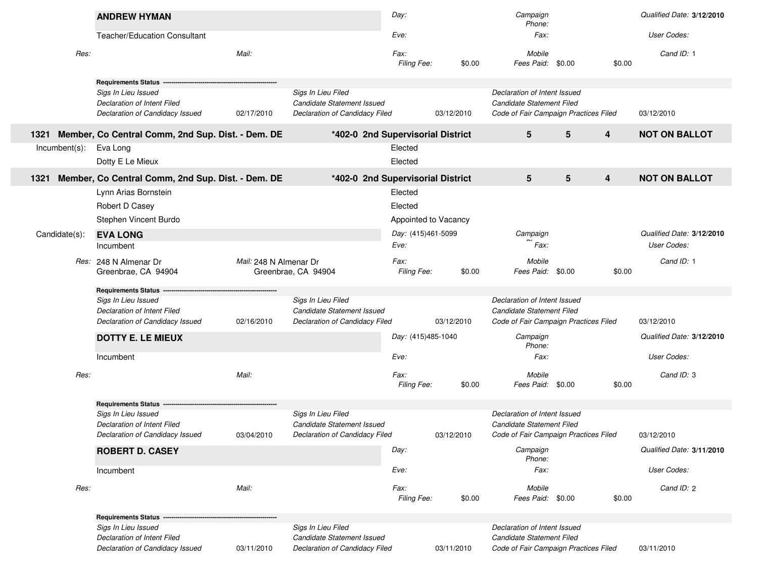**ANDREW HYMAN**

Teacher/Education Consultant

| | | | |
|---|---|---|---|
| *Day:* | *Campaign Phone:* | *Qualified Date:* **3/12/2010** | |
| *Eve:* | *Fax:* | *User Codes:* | |
| *Res:* | *Mail:* | *Fax:* | *Mobile* |
| *Filing Fee:* $0.00 | *Fees Paid:* $0.00 | $0.00 | *Cand ID:* 1 |

**Requirements Status** -----------------------------------------------------

| | | | | | |
|---|---|---|---|---|---|
| *Sigs In Lieu Issued* | | *Sigs In Lieu Filed* | | *Declaration of Intent Issued* | |
| *Declaration of Intent Filed* | | *Candidate Statement Issued* | | *Candidate Statement Filed* | |
| *Declaration of Candidacy Issued* | 02/17/2010 | *Declaration of Candidacy Filed* | 03/12/2010 | *Code of Fair Campaign Practices Filed* | 03/12/2010 |

**1321 Member, Co Central Comm, 2nd Sup. Dist. - Dem. DE** | ***402-0 2nd Supervisorial District** | **5** | **5** | **4** | **NOT ON BALLOT**

Incumbent(s):

| | |
|---|---|
| Eva Long | Elected |
| Dotty E Le Mieux | Elected |

**1321 Member, Co Central Comm, 2nd Sup. Dist. - Dem. DE** | ***402-0 2nd Supervisorial District** | **5** | **5** | **4** | **NOT ON BALLOT**

| | |
|---|---|
| Lynn Arias Bornstein | Elected |
| Robert D Casey | Elected |
| Stephen Vincent Burdo | Appointed to Vacancy |

Candidate(s):

**EVA LONG**

Incumbent

| | | | |
|---|---|---|---|
| *Day:* (415)461-5099 | *Campaign Phone:* | *Qualified Date:* **3/12/2010** | |
| *Eve:* | *Fax:* | *User Codes:* | |
| *Res:* 248 N Almenar Dr, Greenbrae, CA 94904 | *Mail:* 248 N Almenar Dr, Greenbrae, CA 94904 | *Fax:* | *Mobile* |
| *Filing Fee:* $0.00 | *Fees Paid:* $0.00 | $0.00 | *Cand ID:* 1 |

**Requirements Status** -----------------------------------------------------

| | | | | | |
|---|---|---|---|---|---|
| *Sigs In Lieu Issued* | | *Sigs In Lieu Filed* | | *Declaration of Intent Issued* | |
| *Declaration of Intent Filed* | | *Candidate Statement Issued* | | *Candidate Statement Filed* | |
| *Declaration of Candidacy Issued* | 02/16/2010 | *Declaration of Candidacy Filed* | 03/12/2010 | *Code of Fair Campaign Practices Filed* | 03/12/2010 |

**DOTTY E. LE MIEUX**

Incumbent

| | | | |
|---|---|---|---|
| *Day:* (415)485-1040 | *Campaign Phone:* | *Qualified Date:* **3/12/2010** | |
| *Eve:* | *Fax:* | *User Codes:* | |
| *Res:* | *Mail:* | *Fax:* | *Mobile* |
| *Filing Fee:* $0.00 | *Fees Paid:* $0.00 | $0.00 | *Cand ID:* 3 |

**Requirements Status** -----------------------------------------------------

| | | | | | |
|---|---|---|---|---|---|
| *Sigs In Lieu Issued* | | *Sigs In Lieu Filed* | | *Declaration of Intent Issued* | |
| *Declaration of Intent Filed* | | *Candidate Statement Issued* | | *Candidate Statement Filed* | |
| *Declaration of Candidacy Issued* | 03/04/2010 | *Declaration of Candidacy Filed* | 03/12/2010 | *Code of Fair Campaign Practices Filed* | 03/12/2010 |

**ROBERT D. CASEY**

Incumbent

| | | | |
|---|---|---|---|
| *Day:* | *Campaign Phone:* | *Qualified Date:* **3/11/2010** | |
| *Eve:* | *Fax:* | *User Codes:* | |
| *Res:* | *Mail:* | *Fax:* | *Mobile* |
| *Filing Fee:* $0.00 | *Fees Paid:* $0.00 | $0.00 | *Cand ID:* 2 |

**Requirements Status** -----------------------------------------------------

| | | | | | |
|---|---|---|---|---|---|
| *Sigs In Lieu Issued* | | *Sigs In Lieu Filed* | | *Declaration of Intent Issued* | |
| *Declaration of Intent Filed* | | *Candidate Statement Issued* | | *Candidate Statement Filed* | |
| *Declaration of Candidacy Issued* | 03/11/2010 | *Declaration of Candidacy Filed* | 03/11/2010 | *Code of Fair Campaign Practices Filed* | 03/11/2010 |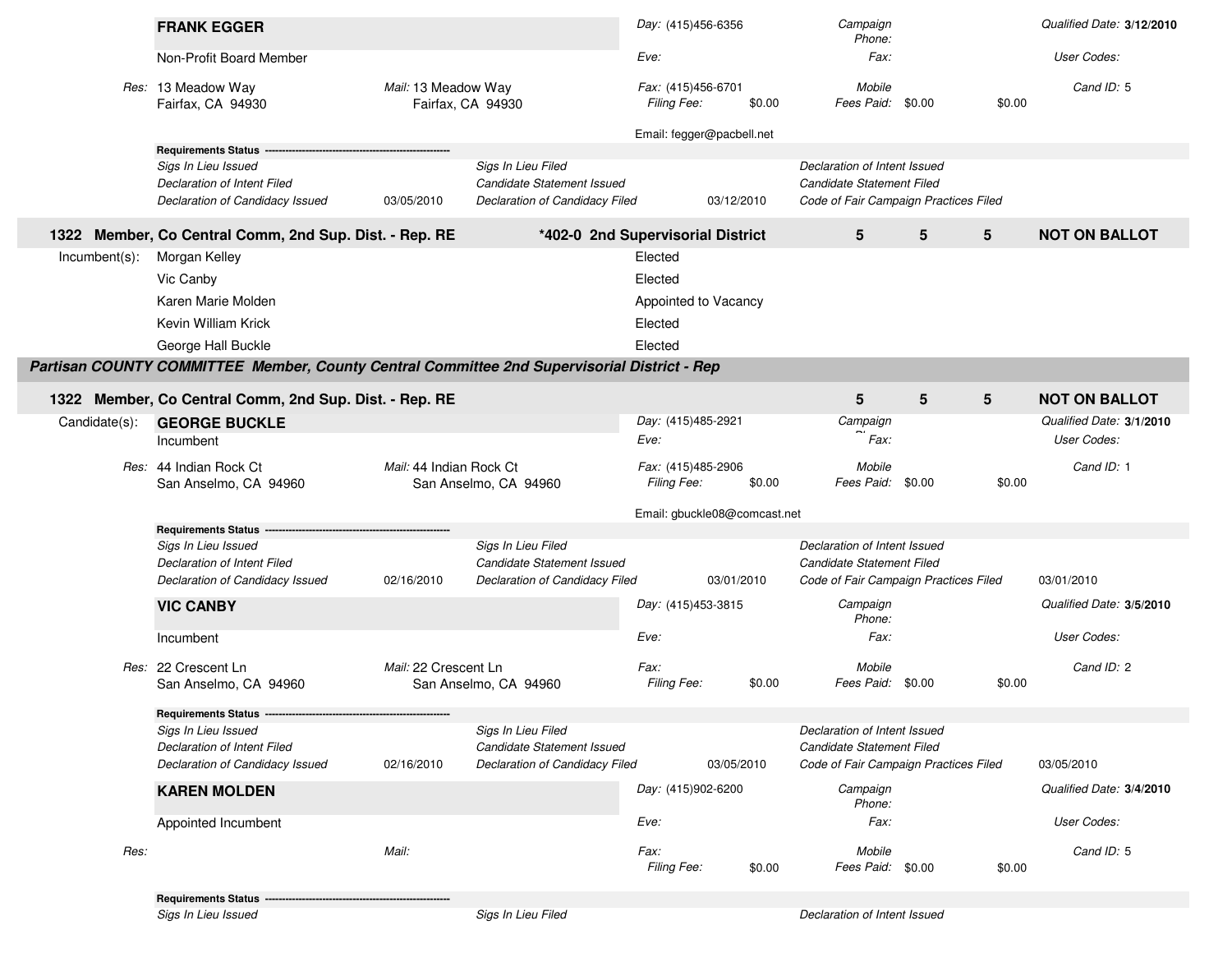**FRANK EGGER**

Non-Profit Board Member

| | | | |
|---|---|---|---|
| *Day:* (415)456-6356 | *Campaign Phone:* | | *Qualified Date:* **3/12/2010** |
| *Eve:* | *Fax:* | | *User Codes:* |
| *Fax:* (415)456-6701 | *Mobile* | | *Cand ID:* 5 |
| *Filing Fee:* $0.00 | *Fees Paid:* $0.00 | $0.00 | |

*Res:* 13 Meadow Way, Fairfax, CA 94930
*Mail:* 13 Meadow Way, Fairfax, CA 94930

Email: fegger@pacbell.net

**Requirements Status** ---------------------------------------------------

| | | | | | |
|---|---|---|---|---|---|
| *Sigs In Lieu Issued* | | *Sigs In Lieu Filed* | | *Declaration of Intent Issued* | |
| *Declaration of Intent Filed* | | *Candidate Statement Issued* | | *Candidate Statement Filed* | |
| *Declaration of Candidacy Issued* | 03/05/2010 | *Declaration of Candidacy Filed* | 03/12/2010 | *Code of Fair Campaign Practices Filed* | |

## 1322 Member, Co Central Comm, 2nd Sup. Dist. - Rep. RE — *402-0 2nd Supervisorial District — 5 5 5 — NOT ON BALLOT

| Incumbent(s): | |
|---|---|
| Morgan Kelley | Elected |
| Vic Canby | Elected |
| Karen Marie Molden | Appointed to Vacancy |
| Kevin William Krick | Elected |
| George Hall Buckle | Elected |

***Partisan COUNTY COMMITTEE Member, County Central Committee 2nd Supervisorial District - Rep***

## 1322 Member, Co Central Comm, 2nd Sup. Dist. - Rep. RE — 5 5 5 — NOT ON BALLOT

Candidate(s):

**GEORGE BUCKLE**

Incumbent

| | | | |
|---|---|---|---|
| *Day:* (415)485-2921 | *Campaign Phone:* | | *Qualified Date:* **3/1/2010** |
| *Eve:* | *Fax:* | | *User Codes:* |
| *Fax:* (415)485-2906 | *Mobile* | | *Cand ID:* 1 |
| *Filing Fee:* $0.00 | *Fees Paid:* $0.00 | $0.00 | |

*Res:* 44 Indian Rock Ct, San Anselmo, CA 94960
*Mail:* 44 Indian Rock Ct, San Anselmo, CA 94960

Email: gbuckle08@comcast.net

**Requirements Status** ---------------------------------------------------

| | | | | | |
|---|---|---|---|---|---|
| *Sigs In Lieu Issued* | | *Sigs In Lieu Filed* | | *Declaration of Intent Issued* | |
| *Declaration of Intent Filed* | | *Candidate Statement Issued* | | *Candidate Statement Filed* | |
| *Declaration of Candidacy Issued* | 02/16/2010 | *Declaration of Candidacy Filed* | 03/01/2010 | *Code of Fair Campaign Practices Filed* | 03/01/2010 |

**VIC CANBY**

Incumbent

| | | | |
|---|---|---|---|
| *Day:* (415)453-3815 | *Campaign Phone:* | | *Qualified Date:* **3/5/2010** |
| *Eve:* | *Fax:* | | *User Codes:* |
| *Fax:* | *Mobile* | | *Cand ID:* 2 |
| *Filing Fee:* $0.00 | *Fees Paid:* $0.00 | $0.00 | |

*Res:* 22 Crescent Ln, San Anselmo, CA 94960
*Mail:* 22 Crescent Ln, San Anselmo, CA 94960

**Requirements Status** ---------------------------------------------------

| | | | | | |
|---|---|---|---|---|---|
| *Sigs In Lieu Issued* | | *Sigs In Lieu Filed* | | *Declaration of Intent Issued* | |
| *Declaration of Intent Filed* | | *Candidate Statement Issued* | | *Candidate Statement Filed* | |
| *Declaration of Candidacy Issued* | 02/16/2010 | *Declaration of Candidacy Filed* | 03/05/2010 | *Code of Fair Campaign Practices Filed* | 03/05/2010 |

**KAREN MOLDEN**

Appointed Incumbent

| | | | |
|---|---|---|---|
| *Day:* (415)902-6200 | *Campaign Phone:* | | *Qualified Date:* **3/4/2010** |
| *Eve:* | *Fax:* | | *User Codes:* |
| *Fax:* | *Mobile* | | *Cand ID:* 5 |
| *Filing Fee:* $0.00 | *Fees Paid:* $0.00 | $0.00 | |

*Res:*
*Mail:*

**Requirements Status** ---------------------------------------------------

| | | |
|---|---|---|
| *Sigs In Lieu Issued* | *Sigs In Lieu Filed* | *Declaration of Intent Issued* |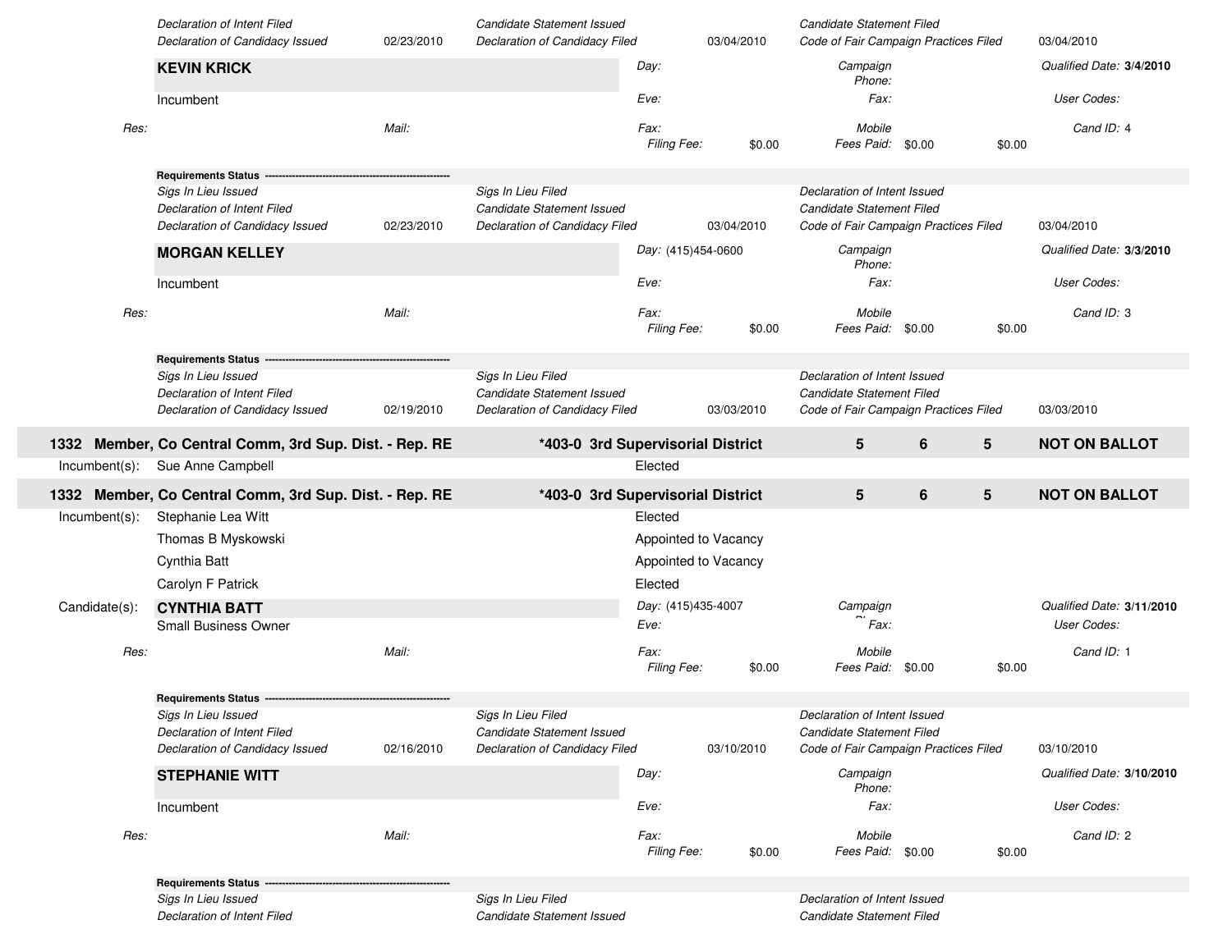| | | | | | |
|---|---|---|---|---|---|
| Declaration of Intent Filed | | Candidate Statement Issued | | Candidate Statement Filed | |
| Declaration of Candidacy Issued | 02/23/2010 | Declaration of Candidacy Filed | 03/04/2010 | Code of Fair Campaign Practices Filed | 03/04/2010 |

**KEVIN KRICK**

Incumbent

Day: | Campaign Phone: | Qualified Date: **3/4/2010**

Eve: | Fax: | User Codes:

Res: | Mail: | Fax: | Mobile | Cand ID: 4

Filing Fee: $0.00 | Fees Paid: $0.00 | $0.00

**Requirements Status** ------------------------------------------------

| | | | | | |
|---|---|---|---|---|---|
| Sigs In Lieu Issued | | Sigs In Lieu Filed | | Declaration of Intent Issued | |
| Declaration of Intent Filed | | Candidate Statement Issued | | Candidate Statement Filed | |
| Declaration of Candidacy Issued | 02/23/2010 | Declaration of Candidacy Filed | 03/04/2010 | Code of Fair Campaign Practices Filed | 03/04/2010 |

**MORGAN KELLEY**

Incumbent

Day: (415)454-0600 | Campaign Phone: | Qualified Date: **3/3/2010**

Eve: | Fax: | User Codes:

Res: | Mail: | Fax: | Mobile | Cand ID: 3

Filing Fee: $0.00 | Fees Paid: $0.00 | $0.00

**Requirements Status** ------------------------------------------------

| | | | | | |
|---|---|---|---|---|---|
| Sigs In Lieu Issued | | Sigs In Lieu Filed | | Declaration of Intent Issued | |
| Declaration of Intent Filed | | Candidate Statement Issued | | Candidate Statement Filed | |
| Declaration of Candidacy Issued | 02/19/2010 | Declaration of Candidacy Filed | 03/03/2010 | Code of Fair Campaign Practices Filed | 03/03/2010 |

## 1332 Member, Co Central Comm, 3rd Sup. Dist. - Rep. RE | *403-0 3rd Supervisorial District | 5 | 6 | 5 | NOT ON BALLOT

Incumbent(s): Sue Anne Campbell — Elected

## 1332 Member, Co Central Comm, 3rd Sup. Dist. - Rep. RE | *403-0 3rd Supervisorial District | 5 | 6 | 5 | NOT ON BALLOT

Incumbent(s):

| | |
|---|---|
| Stephanie Lea Witt | Elected |
| Thomas B Myskowski | Appointed to Vacancy |
| Cynthia Batt | Appointed to Vacancy |
| Carolyn F Patrick | Elected |

Candidate(s):

**CYNTHIA BATT**

Small Business Owner

Day: (415)435-4007 | Campaign Phone: | Qualified Date: **3/11/2010**

Eve: | Fax: | User Codes:

Res: | Mail: | Fax: | Mobile | Cand ID: 1

Filing Fee: $0.00 | Fees Paid: $0.00 | $0.00

**Requirements Status** ------------------------------------------------

| | | | | | |
|---|---|---|---|---|---|
| Sigs In Lieu Issued | | Sigs In Lieu Filed | | Declaration of Intent Issued | |
| Declaration of Intent Filed | | Candidate Statement Issued | | Candidate Statement Filed | |
| Declaration of Candidacy Issued | 02/16/2010 | Declaration of Candidacy Filed | 03/10/2010 | Code of Fair Campaign Practices Filed | 03/10/2010 |

**STEPHANIE WITT**

Incumbent

Day: | Campaign Phone: | Qualified Date: **3/10/2010**

Eve: | Fax: | User Codes:

Res: | Mail: | Fax: | Mobile | Cand ID: 2

Filing Fee: $0.00 | Fees Paid: $0.00 | $0.00

**Requirements Status** ------------------------------------------------

| | | |
|---|---|---|
| Sigs In Lieu Issued | Sigs In Lieu Filed | Declaration of Intent Issued |
| Declaration of Intent Filed | Candidate Statement Issued | Candidate Statement Filed |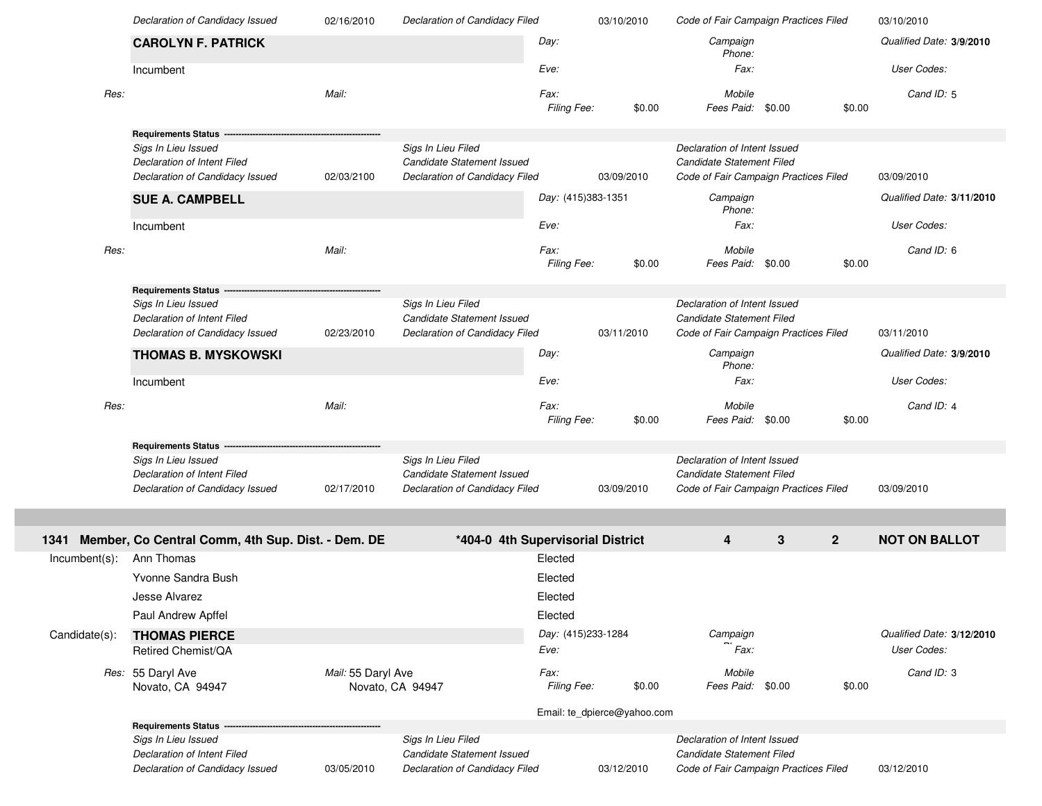| Declaration of Candidacy Issued | 02/16/2010 | Declaration of Candidacy Filed | 03/10/2010 | Code of Fair Campaign Practices Filed | 03/10/2010 |
|---|---|---|---|---|---|

**CAROLYN F. PATRICK**

Incumbent

Day:
Eve:
Fax:
Campaign Phone:
Fax:
Mobile
Qualified Date: **3/9/2010**
User Codes:
Cand ID: 5

Res:
Mail:

Filing Fee: $0.00 | Fees Paid: $0.00 | $0.00

**Requirements Status** ---------------------------------------------------

| | | | | | |
|---|---|---|---|---|---|
| Sigs In Lieu Issued | | Sigs In Lieu Filed | | Declaration of Intent Issued | |
| Declaration of Intent Filed | | Candidate Statement Issued | | Candidate Statement Filed | |
| Declaration of Candidacy Issued | 02/03/2100 | Declaration of Candidacy Filed | 03/09/2010 | Code of Fair Campaign Practices Filed | 03/09/2010 |

**SUE A. CAMPBELL**

Incumbent

Day: (415)383-1351
Eve:
Fax:
Campaign Phone:
Fax:
Mobile
Qualified Date: **3/11/2010**
User Codes:
Cand ID: 6

Res:
Mail:

Filing Fee: $0.00 | Fees Paid: $0.00 | $0.00

**Requirements Status** ---------------------------------------------------

| | | | | | |
|---|---|---|---|---|---|
| Sigs In Lieu Issued | | Sigs In Lieu Filed | | Declaration of Intent Issued | |
| Declaration of Intent Filed | | Candidate Statement Issued | | Candidate Statement Filed | |
| Declaration of Candidacy Issued | 02/23/2010 | Declaration of Candidacy Filed | 03/11/2010 | Code of Fair Campaign Practices Filed | 03/11/2010 |

**THOMAS B. MYSKOWSKI**

Incumbent

Day:
Eve:
Fax:
Campaign Phone:
Fax:
Mobile
Qualified Date: **3/9/2010**
User Codes:
Cand ID: 4

Res:
Mail:

Filing Fee: $0.00 | Fees Paid: $0.00 | $0.00

**Requirements Status** ---------------------------------------------------

| | | | | | |
|---|---|---|---|---|---|
| Sigs In Lieu Issued | | Sigs In Lieu Filed | | Declaration of Intent Issued | |
| Declaration of Intent Filed | | Candidate Statement Issued | | Candidate Statement Filed | |
| Declaration of Candidacy Issued | 02/17/2010 | Declaration of Candidacy Filed | 03/09/2010 | Code of Fair Campaign Practices Filed | 03/09/2010 |

## 1341 Member, Co Central Comm, 4th Sup. Dist. - Dem. DE | *404-0 4th Supervisorial District | 4 | 3 | 2 | NOT ON BALLOT

Incumbent(s):

| Name | Status |
|---|---|
| Ann Thomas | Elected |
| Yvonne Sandra Bush | Elected |
| Jesse Alvarez | Elected |
| Paul Andrew Apffel | Elected |

Candidate(s):

**THOMAS PIERCE**

Retired Chemist/QA

Day: (415)233-1284
Eve:
Fax:
Campaign Phone:
Fax:
Mobile
Qualified Date: **3/12/2010**
User Codes:
Cand ID: 3

Res: 55 Daryl Ave
Novato, CA 94947

Mail: 55 Daryl Ave
Novato, CA 94947

Filing Fee: $0.00 | Fees Paid: $0.00 | $0.00

Email: te_dpierce@yahoo.com

**Requirements Status** ---------------------------------------------------

| | | | | | |
|---|---|---|---|---|---|
| Sigs In Lieu Issued | | Sigs In Lieu Filed | | Declaration of Intent Issued | |
| Declaration of Intent Filed | | Candidate Statement Issued | | Candidate Statement Filed | |
| Declaration of Candidacy Issued | 03/05/2010 | Declaration of Candidacy Filed | 03/12/2010 | Code of Fair Campaign Practices Filed | 03/12/2010 |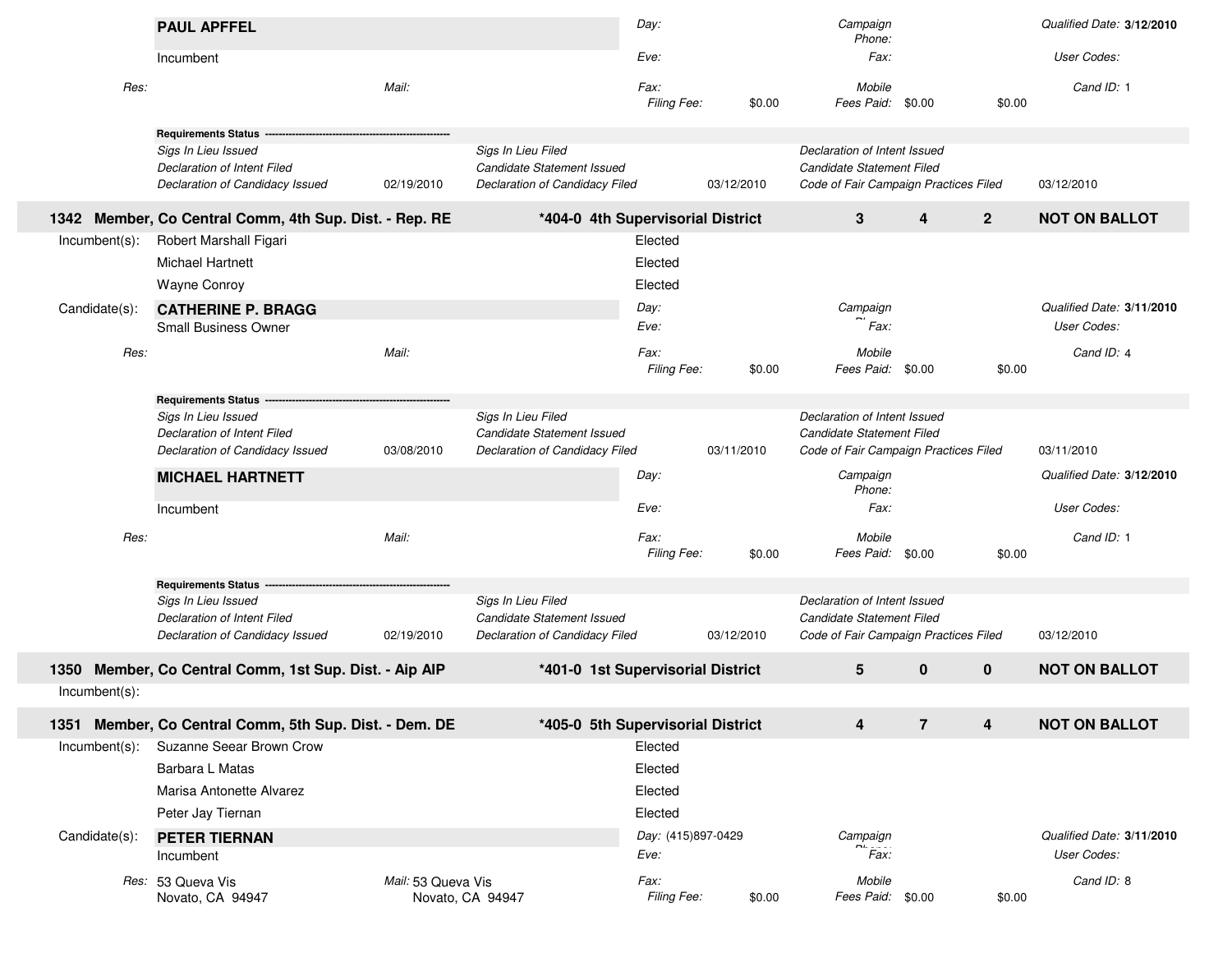**PAUL APFFEL**

Incumbent

| | | | | |
|---|---|---|---|---|
| Res: | Mail: | Day: | Campaign Phone: | Qualified Date: **3/12/2010** |
| | | Eve: | Fax: | User Codes: |
| | | Fax: | Mobile | Cand ID: 1 |
| | | Filing Fee: $0.00 | Fees Paid: $0.00 $0.00 | |

**Requirements Status**

| | | | | | |
|---|---|---|---|---|---|
| *Sigs In Lieu Issued* | | *Sigs In Lieu Filed* | | *Declaration of Intent Issued* | |
| *Declaration of Intent Filed* | | *Candidate Statement Issued* | | *Candidate Statement Filed* | |
| *Declaration of Candidacy Issued* | 02/19/2010 | *Declaration of Candidacy Filed* | 03/12/2010 | *Code of Fair Campaign Practices Filed* | 03/12/2010 |

## 1342 Member, Co Central Comm, 4th Sup. Dist. - Rep. RE — *404-0 4th Supervisorial District — 3 4 2 — NOT ON BALLOT

Incumbent(s):

| | |
|---|---|
| Robert Marshall Figari | Elected |
| Michael Hartnett | Elected |
| Wayne Conroy | Elected |

Candidate(s):

**CATHERINE P. BRAGG**

Small Business Owner

| | | | | |
|---|---|---|---|---|
| Res: | Mail: | Day: | Campaign Phone: | Qualified Date: **3/11/2010** |
| | | Eve: | Fax: | User Codes: |
| | | Fax: | Mobile | Cand ID: 4 |
| | | Filing Fee: $0.00 | Fees Paid: $0.00 $0.00 | |

**Requirements Status**

| | | | | | |
|---|---|---|---|---|---|
| *Sigs In Lieu Issued* | | *Sigs In Lieu Filed* | | *Declaration of Intent Issued* | |
| *Declaration of Intent Filed* | | *Candidate Statement Issued* | | *Candidate Statement Filed* | |
| *Declaration of Candidacy Issued* | 03/08/2010 | *Declaration of Candidacy Filed* | 03/11/2010 | *Code of Fair Campaign Practices Filed* | 03/11/2010 |

**MICHAEL HARTNETT**

Incumbent

| | | | | |
|---|---|---|---|---|
| Res: | Mail: | Day: | Campaign Phone: | Qualified Date: **3/12/2010** |
| | | Eve: | Fax: | User Codes: |
| | | Fax: | Mobile | Cand ID: 1 |
| | | Filing Fee: $0.00 | Fees Paid: $0.00 $0.00 | |

**Requirements Status**

| | | | | | |
|---|---|---|---|---|---|
| *Sigs In Lieu Issued* | | *Sigs In Lieu Filed* | | *Declaration of Intent Issued* | |
| *Declaration of Intent Filed* | | *Candidate Statement Issued* | | *Candidate Statement Filed* | |
| *Declaration of Candidacy Issued* | 02/19/2010 | *Declaration of Candidacy Filed* | 03/12/2010 | *Code of Fair Campaign Practices Filed* | 03/12/2010 |

## 1350 Member, Co Central Comm, 1st Sup. Dist. - Aip AIP — *401-0 1st Supervisorial District — 5 0 0 — NOT ON BALLOT

Incumbent(s):

## 1351 Member, Co Central Comm, 5th Sup. Dist. - Dem. DE — *405-0 5th Supervisorial District — 4 7 4 — NOT ON BALLOT

Incumbent(s):

| | |
|---|---|
| Suzanne Seear Brown Crow | Elected |
| Barbara L Matas | Elected |
| Marisa Antonette Alvarez | Elected |
| Peter Jay Tiernan | Elected |

Candidate(s):

**PETER TIERNAN**

Incumbent

| | | | | |
|---|---|---|---|---|
| Res: 53 Queva Vis, Novato, CA 94947 | Mail: 53 Queva Vis, Novato, CA 94947 | Day: (415)897-0429 | Campaign Phone: | Qualified Date: **3/11/2010** |
| | | Eve: | Fax: | User Codes: |
| | | Fax: | Mobile | Cand ID: 8 |
| | | Filing Fee: $0.00 | Fees Paid: $0.00 $0.00 | |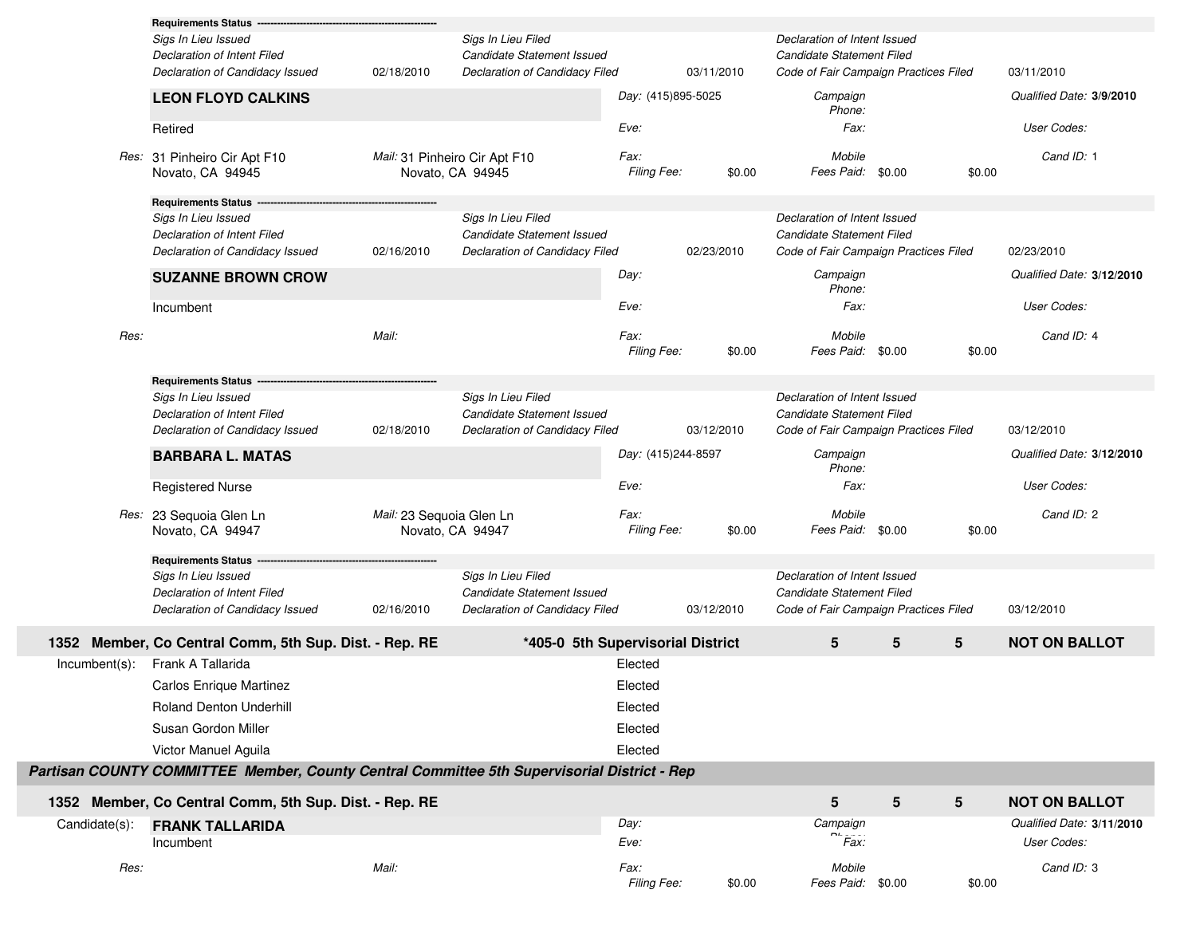**Requirements Status** ------------------------------------------------

| | | | | | |
|---|---|---|---|---|---|
| *Sigs In Lieu Issued* | | *Sigs In Lieu Filed* | | *Declaration of Intent Issued* | |
| *Declaration of Intent Filed* | | *Candidate Statement Issued* | | *Candidate Statement Filed* | |
| *Declaration of Candidacy Issued* | 02/18/2010 | *Declaration of Candidacy Filed* | 03/11/2010 | *Code of Fair Campaign Practices Filed* | 03/11/2010 |

**LEON FLOYD CALKINS**

Retired

| | | | |
|---|---|---|---|
| *Res:* 31 Pinheiro Cir Apt F10, Novato, CA 94945 | *Mail:* 31 Pinheiro Cir Apt F10, Novato, CA 94945 | *Day:* (415)895-5025 | *Campaign Phone:* |
| | | *Eve:* | *Fax:* |
| | | *Fax:* | *Mobile* |
| | | *Filing Fee:* $0.00 | *Fees Paid:* $0.00 $0.00 |

*Qualified Date:* **3/9/2010**
*User Codes:*
*Cand ID:* 1

**Requirements Status** ------------------------------------------------

| | | | | | |
|---|---|---|---|---|---|
| *Sigs In Lieu Issued* | | *Sigs In Lieu Filed* | | *Declaration of Intent Issued* | |
| *Declaration of Intent Filed* | | *Candidate Statement Issued* | | *Candidate Statement Filed* | |
| *Declaration of Candidacy Issued* | 02/16/2010 | *Declaration of Candidacy Filed* | 02/23/2010 | *Code of Fair Campaign Practices Filed* | 02/23/2010 |

**SUZANNE BROWN CROW**

Incumbent

| | | | |
|---|---|---|---|
| *Res:* | *Mail:* | *Day:* | *Campaign Phone:* |
| | | *Eve:* | *Fax:* |
| | | *Fax:* | *Mobile* |
| | | *Filing Fee:* $0.00 | *Fees Paid:* $0.00 $0.00 |

*Qualified Date:* **3/12/2010**
*User Codes:*
*Cand ID:* 4

**Requirements Status** ------------------------------------------------

| | | | | | |
|---|---|---|---|---|---|
| *Sigs In Lieu Issued* | | *Sigs In Lieu Filed* | | *Declaration of Intent Issued* | |
| *Declaration of Intent Filed* | | *Candidate Statement Issued* | | *Candidate Statement Filed* | |
| *Declaration of Candidacy Issued* | 02/18/2010 | *Declaration of Candidacy Filed* | 03/12/2010 | *Code of Fair Campaign Practices Filed* | 03/12/2010 |

**BARBARA L. MATAS**

Registered Nurse

| | | | |
|---|---|---|---|
| *Res:* 23 Sequoia Glen Ln, Novato, CA 94947 | *Mail:* 23 Sequoia Glen Ln, Novato, CA 94947 | *Day:* (415)244-8597 | *Campaign Phone:* |
| | | *Eve:* | *Fax:* |
| | | *Fax:* | *Mobile* |
| | | *Filing Fee:* $0.00 | *Fees Paid:* $0.00 $0.00 |

*Qualified Date:* **3/12/2010**
*User Codes:*
*Cand ID:* 2

**Requirements Status** ------------------------------------------------

| | | | | | |
|---|---|---|---|---|---|
| *Sigs In Lieu Issued* | | *Sigs In Lieu Filed* | | *Declaration of Intent Issued* | |
| *Declaration of Intent Filed* | | *Candidate Statement Issued* | | *Candidate Statement Filed* | |
| *Declaration of Candidacy Issued* | 02/16/2010 | *Declaration of Candidacy Filed* | 03/12/2010 | *Code of Fair Campaign Practices Filed* | 03/12/2010 |

## 1352 Member, Co Central Comm, 5th Sup. Dist. - Rep. RE — *405-0 5th Supervisorial District — 5 5 5 — NOT ON BALLOT

| Incumbent(s): | | |
|---|---|---|
| | Frank A Tallarida | Elected |
| | Carlos Enrique Martinez | Elected |
| | Roland Denton Underhill | Elected |
| | Susan Gordon Miller | Elected |
| | Victor Manuel Aguila | Elected |

***Partisan COUNTY COMMITTEE Member, County Central Committee 5th Supervisorial District - Rep***

## 1352 Member, Co Central Comm, 5th Sup. Dist. - Rep. RE — 5 5 5 — NOT ON BALLOT

Candidate(s):

**FRANK TALLARIDA**

Incumbent

| | | | |
|---|---|---|---|
| *Res:* | *Mail:* | *Day:* | *Campaign Phone:* |
| | | *Eve:* | *Fax:* |
| | | *Fax:* | *Mobile* |
| | | *Filing Fee:* $0.00 | *Fees Paid:* $0.00 $0.00 |

*Qualified Date:* **3/11/2010**
*User Codes:*
*Cand ID:* 3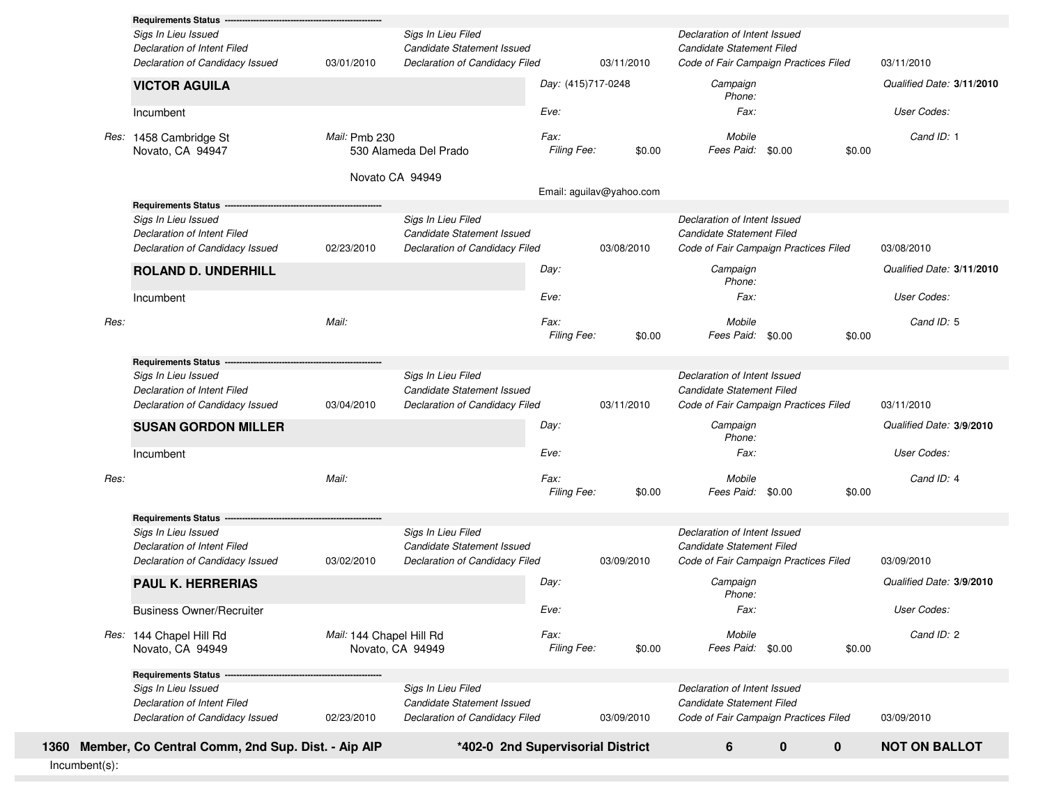**Requirements Status** ----------------------------------------------------

| | | | | | |
|---|---|---|---|---|---|
| *Sigs In Lieu Issued* | | *Sigs In Lieu Filed* | | *Declaration of Intent Issued* | |
| *Declaration of Intent Filed* | | *Candidate Statement Issued* | | *Candidate Statement Filed* | |
| *Declaration of Candidacy Issued* | 03/01/2010 | *Declaration of Candidacy Filed* | 03/11/2010 | *Code of Fair Campaign Practices Filed* | 03/11/2010 |

**VICTOR AGUILA**

Incumbent

*Day:* (415)717-0248 | *Campaign Phone:* | *Qualified Date:* **3/11/2010**

*Eve:* | *Fax:* | *User Codes:*

*Res:* 1458 Cambridge St, Novato, CA 94947

*Mail:* Pmb 230, 530 Alameda Del Prado, Novato CA 94949

*Fax:* | *Mobile* | *Cand ID:* 1

*Filing Fee:* $0.00 | *Fees Paid:* $0.00 $0.00

Email: aguilav@yahoo.com

**Requirements Status** ----------------------------------------------------

| | | | | | |
|---|---|---|---|---|---|
| *Sigs In Lieu Issued* | | *Sigs In Lieu Filed* | | *Declaration of Intent Issued* | |
| *Declaration of Intent Filed* | | *Candidate Statement Issued* | | *Candidate Statement Filed* | |
| *Declaration of Candidacy Issued* | 02/23/2010 | *Declaration of Candidacy Filed* | 03/08/2010 | *Code of Fair Campaign Practices Filed* | 03/08/2010 |

**ROLAND D. UNDERHILL**

Incumbent

*Day:* | *Campaign Phone:* | *Qualified Date:* **3/11/2010**

*Eve:* | *Fax:* | *User Codes:*

*Res:*

*Mail:*

*Fax:* | *Mobile* | *Cand ID:* 5

*Filing Fee:* $0.00 | *Fees Paid:* $0.00 $0.00

**Requirements Status** ----------------------------------------------------

| | | | | | |
|---|---|---|---|---|---|
| *Sigs In Lieu Issued* | | *Sigs In Lieu Filed* | | *Declaration of Intent Issued* | |
| *Declaration of Intent Filed* | | *Candidate Statement Issued* | | *Candidate Statement Filed* | |
| *Declaration of Candidacy Issued* | 03/04/2010 | *Declaration of Candidacy Filed* | 03/11/2010 | *Code of Fair Campaign Practices Filed* | 03/11/2010 |

**SUSAN GORDON MILLER**

Incumbent

*Day:* | *Campaign Phone:* | *Qualified Date:* **3/9/2010**

*Eve:* | *Fax:* | *User Codes:*

*Res:*

*Mail:*

*Fax:* | *Mobile* | *Cand ID:* 4

*Filing Fee:* $0.00 | *Fees Paid:* $0.00 $0.00

**Requirements Status** ----------------------------------------------------

| | | | | | |
|---|---|---|---|---|---|
| *Sigs In Lieu Issued* | | *Sigs In Lieu Filed* | | *Declaration of Intent Issued* | |
| *Declaration of Intent Filed* | | *Candidate Statement Issued* | | *Candidate Statement Filed* | |
| *Declaration of Candidacy Issued* | 03/02/2010 | *Declaration of Candidacy Filed* | 03/09/2010 | *Code of Fair Campaign Practices Filed* | 03/09/2010 |

**PAUL K. HERRERIAS**

Business Owner/Recruiter

*Day:* | *Campaign Phone:* | *Qualified Date:* **3/9/2010**

*Eve:* | *Fax:* | *User Codes:*

*Res:* 144 Chapel Hill Rd, Novato, CA 94949

*Mail:* 144 Chapel Hill Rd, Novato, CA 94949

*Fax:* | *Mobile* | *Cand ID:* 2

*Filing Fee:* $0.00 | *Fees Paid:* $0.00 $0.00

**Requirements Status** ----------------------------------------------------

| | | | | | |
|---|---|---|---|---|---|
| *Sigs In Lieu Issued* | | *Sigs In Lieu Filed* | | *Declaration of Intent Issued* | |
| *Declaration of Intent Filed* | | *Candidate Statement Issued* | | *Candidate Statement Filed* | |
| *Declaration of Candidacy Issued* | 02/23/2010 | *Declaration of Candidacy Filed* | 03/09/2010 | *Code of Fair Campaign Practices Filed* | 03/09/2010 |

**1360 Member, Co Central Comm, 2nd Sup. Dist. - Aip AIP** | **\*402-0 2nd Supervisorial District** | **6** | **0** | **0** | **NOT ON BALLOT**

Incumbent(s):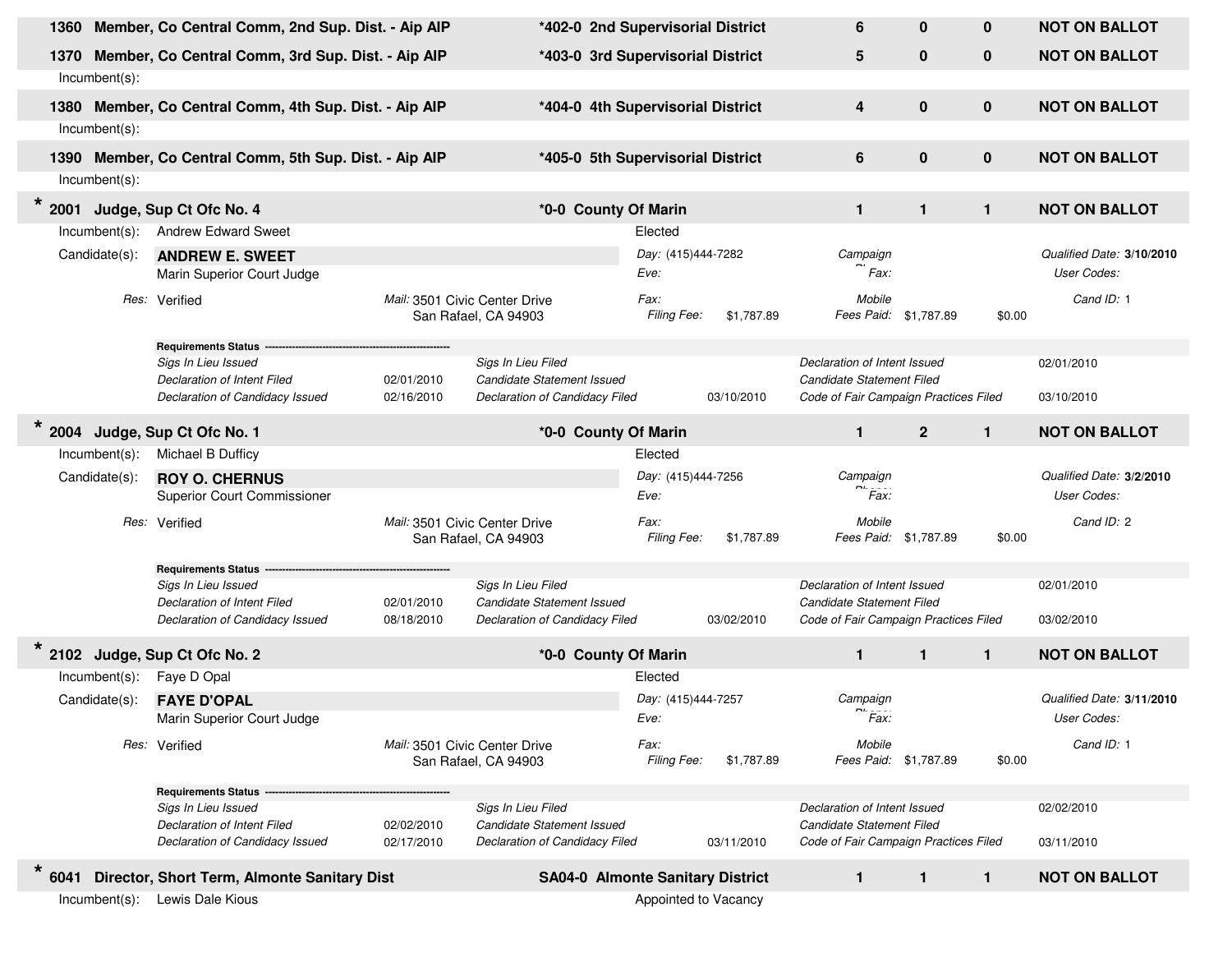**1360 Member, Co Central Comm, 2nd Sup. Dist. - Aip AIP** | *402-0 2nd Supervisorial District | 6 | 0 | 0 | **NOT ON BALLOT**

**1370 Member, Co Central Comm, 3rd Sup. Dist. - Aip AIP** | *403-0 3rd Supervisorial District | 5 | 0 | 0 | **NOT ON BALLOT**

Incumbent(s):

**1380 Member, Co Central Comm, 4th Sup. Dist. - Aip AIP** | *404-0 4th Supervisorial District | 4 | 0 | 0 | **NOT ON BALLOT**

Incumbent(s):

**1390 Member, Co Central Comm, 5th Sup. Dist. - Aip AIP** | *405-0 5th Supervisorial District | 6 | 0 | 0 | **NOT ON BALLOT**

Incumbent(s):

**\* 2001 Judge, Sup Ct Ofc No. 4** | *0-0 County Of Marin | 1 | 1 | 1 | **NOT ON BALLOT**

Incumbent(s): Andrew Edward Sweet — Elected

Candidate(s): **ANDREW E. SWEET**
Marin Superior Court Judge

*Day:* (415)444-7282 | *Campaign Phone:* | *Qualified Date:* **3/10/2010**
*Eve:* | *Fax:* | *User Codes:*

*Res:* Verified | *Mail:* 3501 Civic Center Drive, San Rafael, CA 94903 | *Fax:* | *Mobile* | *Cand ID:* 1
*Filing Fee:* $1,787.89 | *Fees Paid:* $1,787.89 | $0.00

**Requirements Status**

| | | | | | |
|---|---|---|---|---|---|
| *Sigs In Lieu Issued* | | *Sigs In Lieu Filed* | | *Declaration of Intent Issued* | 02/01/2010 |
| *Declaration of Intent Filed* | 02/01/2010 | *Candidate Statement Issued* | | *Candidate Statement Filed* | |
| *Declaration of Candidacy Issued* | 02/16/2010 | *Declaration of Candidacy Filed* | 03/10/2010 | *Code of Fair Campaign Practices Filed* | 03/10/2010 |

**\* 2004 Judge, Sup Ct Ofc No. 1** | *0-0 County Of Marin | 1 | 2 | 1 | **NOT ON BALLOT**

Incumbent(s): Michael B Dufficy — Elected

Candidate(s): **ROY O. CHERNUS**
Superior Court Commissioner

*Day:* (415)444-7256 | *Campaign Phone:* | *Qualified Date:* **3/2/2010**
*Eve:* | *Fax:* | *User Codes:*

*Res:* Verified | *Mail:* 3501 Civic Center Drive, San Rafael, CA 94903 | *Fax:* | *Mobile* | *Cand ID:* 2
*Filing Fee:* $1,787.89 | *Fees Paid:* $1,787.89 | $0.00

**Requirements Status**

| | | | | | |
|---|---|---|---|---|---|
| *Sigs In Lieu Issued* | | *Sigs In Lieu Filed* | | *Declaration of Intent Issued* | 02/01/2010 |
| *Declaration of Intent Filed* | 02/01/2010 | *Candidate Statement Issued* | | *Candidate Statement Filed* | |
| *Declaration of Candidacy Issued* | 08/18/2010 | *Declaration of Candidacy Filed* | 03/02/2010 | *Code of Fair Campaign Practices Filed* | 03/02/2010 |

**\* 2102 Judge, Sup Ct Ofc No. 2** | *0-0 County Of Marin | 1 | 1 | 1 | **NOT ON BALLOT**

Incumbent(s): Faye D Opal — Elected

Candidate(s): **FAYE D'OPAL**
Marin Superior Court Judge

*Day:* (415)444-7257 | *Campaign Phone:* | *Qualified Date:* **3/11/2010**
*Eve:* | *Fax:* | *User Codes:*

*Res:* Verified | *Mail:* 3501 Civic Center Drive, San Rafael, CA 94903 | *Fax:* | *Mobile* | *Cand ID:* 1
*Filing Fee:* $1,787.89 | *Fees Paid:* $1,787.89 | $0.00

**Requirements Status**

| | | | | | |
|---|---|---|---|---|---|
| *Sigs In Lieu Issued* | | *Sigs In Lieu Filed* | | *Declaration of Intent Issued* | 02/02/2010 |
| *Declaration of Intent Filed* | 02/02/2010 | *Candidate Statement Issued* | | *Candidate Statement Filed* | |
| *Declaration of Candidacy Issued* | 02/17/2010 | *Declaration of Candidacy Filed* | 03/11/2010 | *Code of Fair Campaign Practices Filed* | 03/11/2010 |

**\* 6041 Director, Short Term, Almonte Sanitary Dist** | SA04-0 Almonte Sanitary District | 1 | 1 | 1 | **NOT ON BALLOT**

Incumbent(s): Lewis Dale Kious — Appointed to Vacancy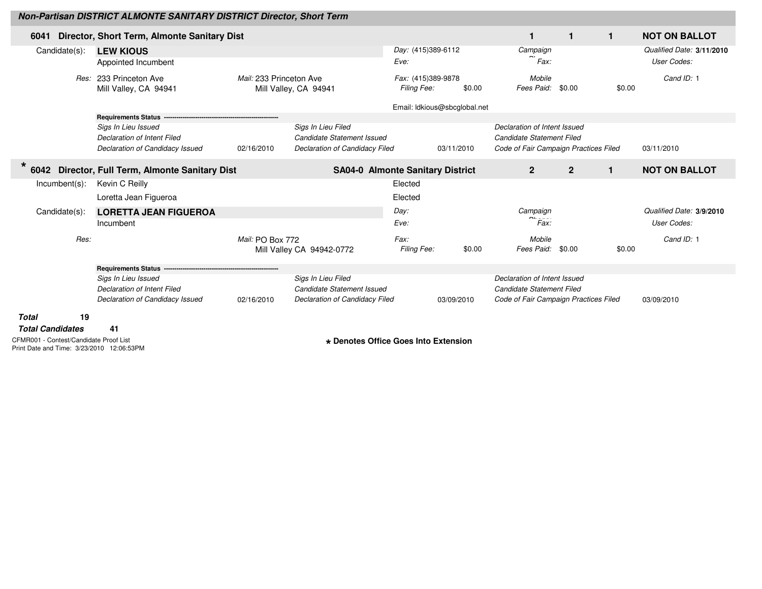## Non-Partisan DISTRICT ALMONTE SANITARY DISTRICT Director, Short Term

### 6041 Director, Short Term, Almonte Sanitary Dist — 1 1 1 NOT ON BALLOT

**Candidate(s):** **LEW KIOUS**
Appointed Incumbent

Day: (415)389-6112
Eve:
Campaign Phone:
Fax:
Qualified Date: **3/11/2010**
User Codes:

Res: 233 Princeton Ave, Mill Valley, CA 94941
Mail: 233 Princeton Ave, Mill Valley, CA 94941
Fax: (415)389-9878
Mobile
Filing Fee: $0.00
Fees Paid: $0.00 $0.00
Cand ID: 1

Email: ldkious@sbcglobal.net

**Requirements Status**

| | | | | | |
|---|---|---|---|---|---|
| *Sigs In Lieu Issued* | | *Sigs In Lieu Filed* | | *Declaration of Intent Issued* | |
| *Declaration of Intent Filed* | | *Candidate Statement Issued* | | *Candidate Statement Filed* | |
| *Declaration of Candidacy Issued* | 02/16/2010 | *Declaration of Candidacy Filed* | 03/11/2010 | *Code of Fair Campaign Practices Filed* | 03/11/2010 |

### * 6042 Director, Full Term, Almonte Sanitary Dist — SA04-0 Almonte Sanitary District — 2 2 1 NOT ON BALLOT

**Incumbent(s):**
Kevin C Reilly — Elected
Loretta Jean Figueroa — Elected

**Candidate(s):** **LORETTA JEAN FIGUEROA**
Incumbent

Day:
Eve:
Campaign Phone:
Fax:
Qualified Date: **3/9/2010**
User Codes:

Res:
Mail: PO Box 772, Mill Valley CA 94942-0772
Fax:
Mobile
Filing Fee: $0.00
Fees Paid: $0.00 $0.00
Cand ID: 1

**Requirements Status**

| | | | | | |
|---|---|---|---|---|---|
| *Sigs In Lieu Issued* | | *Sigs In Lieu Filed* | | *Declaration of Intent Issued* | |
| *Declaration of Intent Filed* | | *Candidate Statement Issued* | | *Candidate Statement Filed* | |
| *Declaration of Candidacy Issued* | 02/16/2010 | *Declaration of Candidacy Filed* | 03/09/2010 | *Code of Fair Campaign Practices Filed* | 03/09/2010 |

***Total*** 19

***Total Candidates*** 41

CFMR001 - Contest/Candidate Proof List
Print Date and Time: 3/23/2010 12:06:53PM

**\* Denotes Office Goes Into Extension**